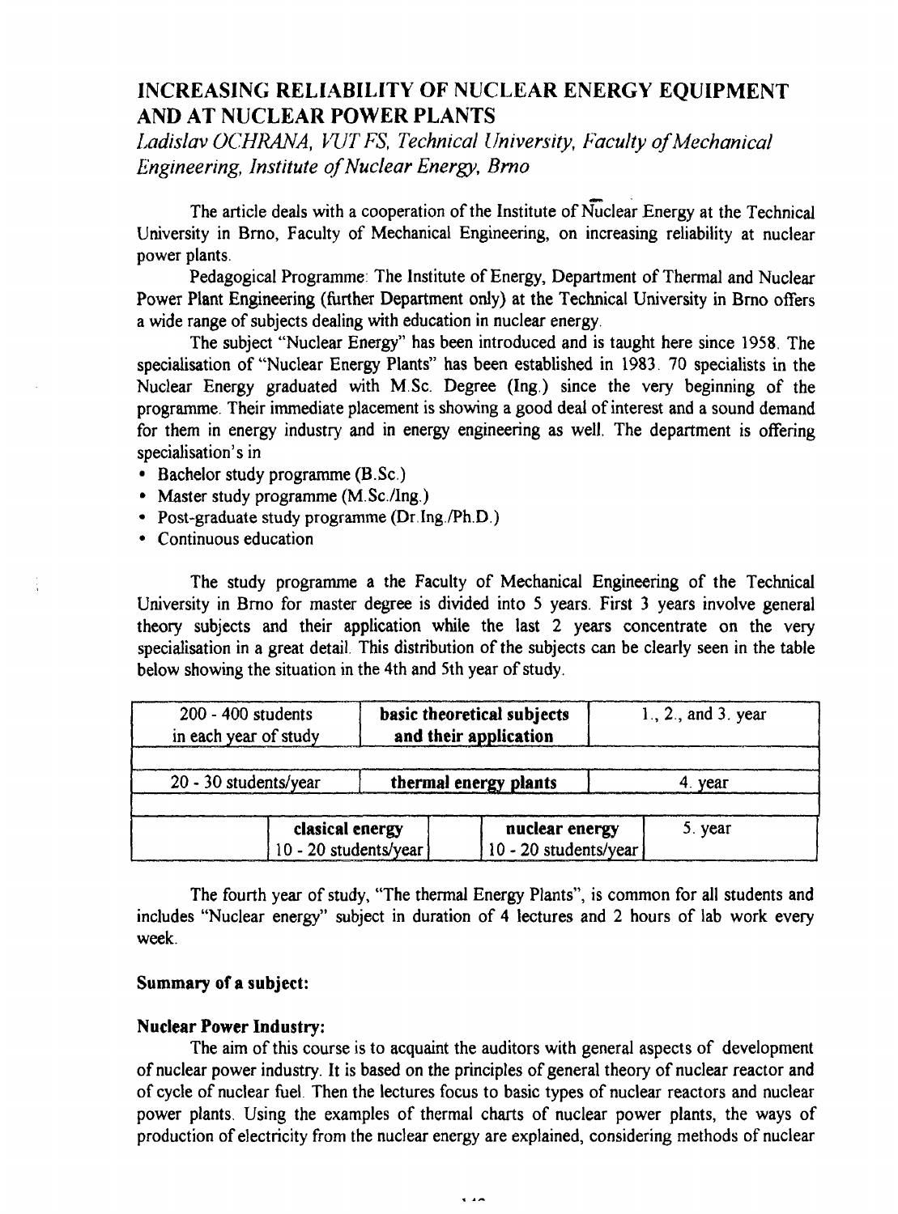# INCREASING RELIABILITY OF NUCLEAR ENERGY EQUIPMENT AND AT NUCLEAR POWER PLANTS

*Ladislav OCHRANA, VUT FS, Technical University, Faculty of Mechanical Engineering, Institute of Nuclear Energy, Brno*

The article deals with a cooperation of the Institute of Nuclear Energy at the Technical University in Brno, Faculty of Mechanical Engineering, on increasing reliability at nuclear power plants.

Pedagogical Programme: The Institute of Energy, Department of Thermal and Nuclear Power Plant Engineering (further Department only) at the Technical University in Brno offers a wide range of subjects dealing with education in nuclear energy.

The subject "Nuclear Energy" has been introduced and is taught here since 1958. The specialisation of "Nuclear Energy Plants" has been established in 1983. 70 specialists in the Nuclear Energy graduated with M.Sc. Degree (Ing.) since the very beginning of the programme. Their immediate placement is showing a good deal of interest and a sound demand for them in energy industry and in energy engineering as well. The department is offering specialisation's in

- Bachelor study programme (B.Sc.)
- Master study programme (M.Sc./Ing.)
- Post-graduate study programme (Dr.Ing./Ph.D.)
- Continuous education

The study programme a the Faculty of Mechanical Engineering of the Technical University in Brno for master degree is divided into 5 years. First 3 years involve general theory subjects and their application while the last 2 years concentrate on the very specialisation in a great detail. This distribution of the subjects can be clearly seen in the table below showing the situation in the 4th and 5th year of study.

| | | | |
|---|---|---|---|
| 200 - 400 students in each year of study | **basic theoretical subjects and their application** | | 1., 2., and 3. year |
| 20 - 30 students/year | **thermal energy plants** | | 4. year |
| | **clasical energy** 10 - 20 students/year | **nuclear energy** 10 - 20 students/year | 5. year |

The fourth year of study, "The thermal Energy Plants", is common for all students and includes "Nuclear energy" subject in duration of 4 lectures and 2 hours of lab work every week.

**Summary of a subject:**

**Nuclear Power Industry:**

The aim of this course is to acquaint the auditors with general aspects of development of nuclear power industry. It is based on the principles of general theory of nuclear reactor and of cycle of nuclear fuel. Then the lectures focus to basic types of nuclear reactors and nuclear power plants. Using the examples of thermal charts of nuclear power plants, the ways of production of electricity from the nuclear energy are explained, considering methods of nuclear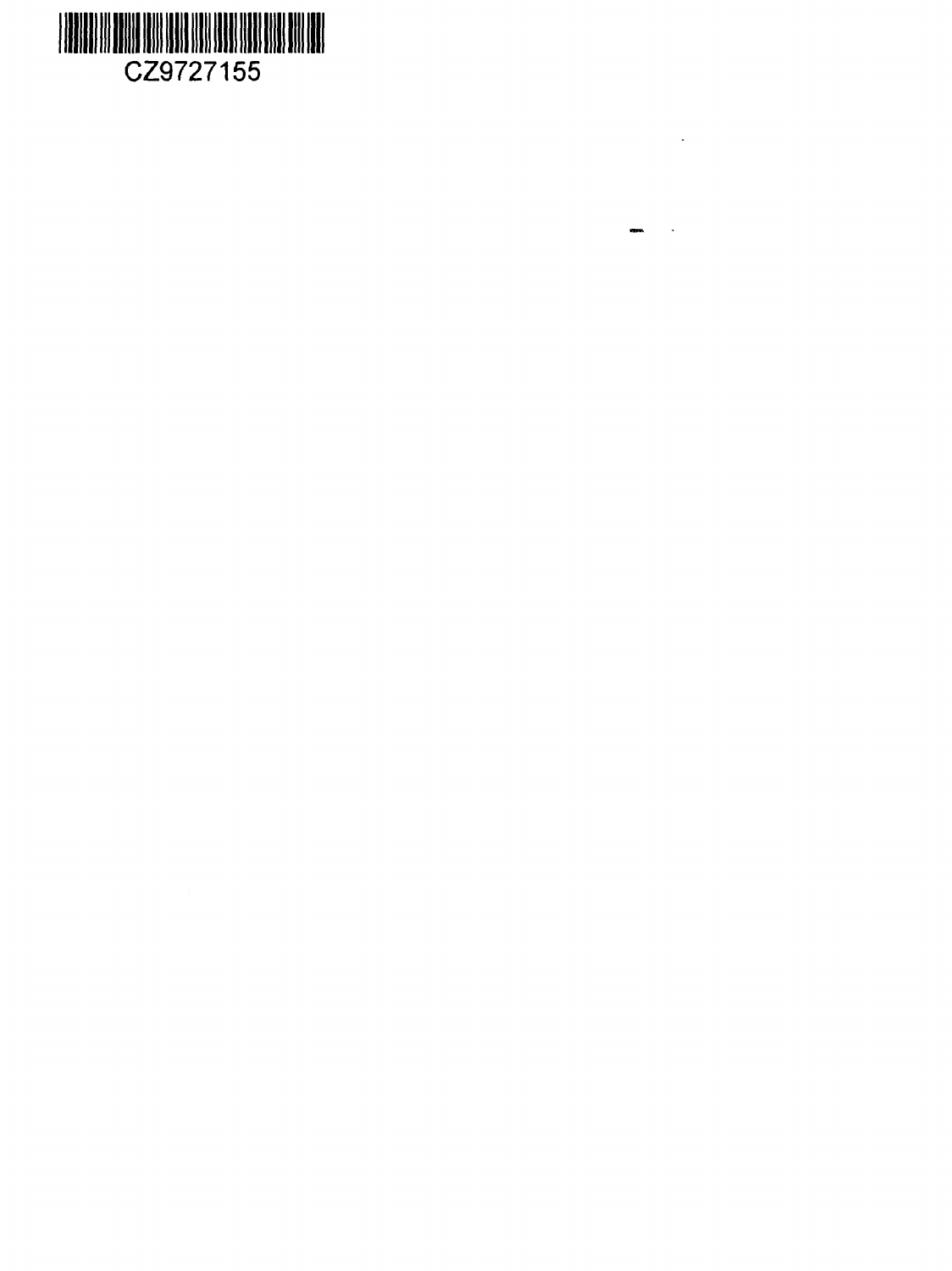CZ9727155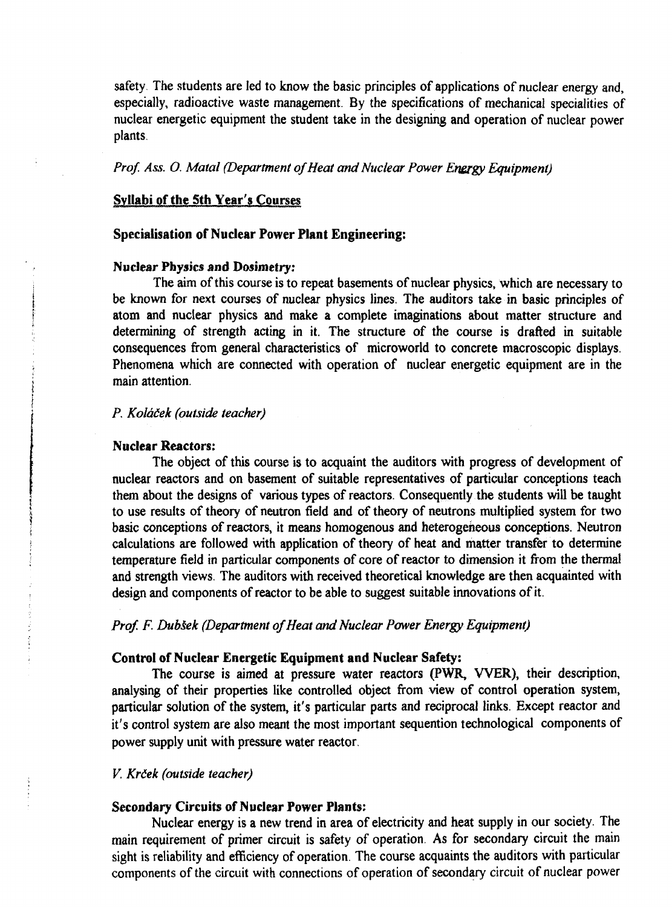safety. The students are led to know the basic principles of applications of nuclear energy and, especially, radioactive waste management. By the specifications of mechanical specialities of nuclear energetic equipment the student take in the designing and operation of nuclear power plants.

*Prof. Ass. O. Matal (Department of Heat and Nuclear Power Energy Equipment)*

## Syllabi of the 5th Year's Courses

### Specialisation of Nuclear Power Plant Engineering:

**Nuclear Physics and Dosimetry:**

The aim of this course is to repeat basements of nuclear physics, which are necessary to be known for next courses of nuclear physics lines. The auditors take in basic principles of atom and nuclear physics and make a complete imaginations about matter structure and determining of strength acting in it. The structure of the course is drafted in suitable consequences from general characteristics of microworld to concrete macroscopic displays. Phenomena which are connected with operation of nuclear energetic equipment are in the main attention.

*P. Koláček (outside teacher)*

**Nuclear Reactors:**

The object of this course is to acquaint the auditors with progress of development of nuclear reactors and on basement of suitable representatives of particular conceptions teach them about the designs of various types of reactors. Consequently the students will be taught to use results of theory of neutron field and of theory of neutrons multiplied system for two basic conceptions of reactors, it means homogenous and heterogeneous conceptions. Neutron calculations are followed with application of theory of heat and matter transfer to determine temperature field in particular components of core of reactor to dimension it from the thermal and strength views. The auditors with received theoretical knowledge are then acquainted with design and components of reactor to be able to suggest suitable innovations of it.

*Prof. F. Dubšek (Department of Heat and Nuclear Power Energy Equipment)*

**Control of Nuclear Energetic Equipment and Nuclear Safety:**

The course is aimed at pressure water reactors (PWR, VVER), their description, analysing of their properties like controlled object from view of control operation system, particular solution of the system, it's particular parts and reciprocal links. Except reactor and it's control system are also meant the most important sequention technological components of power supply unit with pressure water reactor.

*V. Krček (outside teacher)*

**Secondary Circuits of Nuclear Power Plants:**

Nuclear energy is a new trend in area of electricity and heat supply in our society. The main requirement of primer circuit is safety of operation. As for secondary circuit the main sight is reliability and efficiency of operation. The course acquaints the auditors with particular components of the circuit with connections of operation of secondary circuit of nuclear power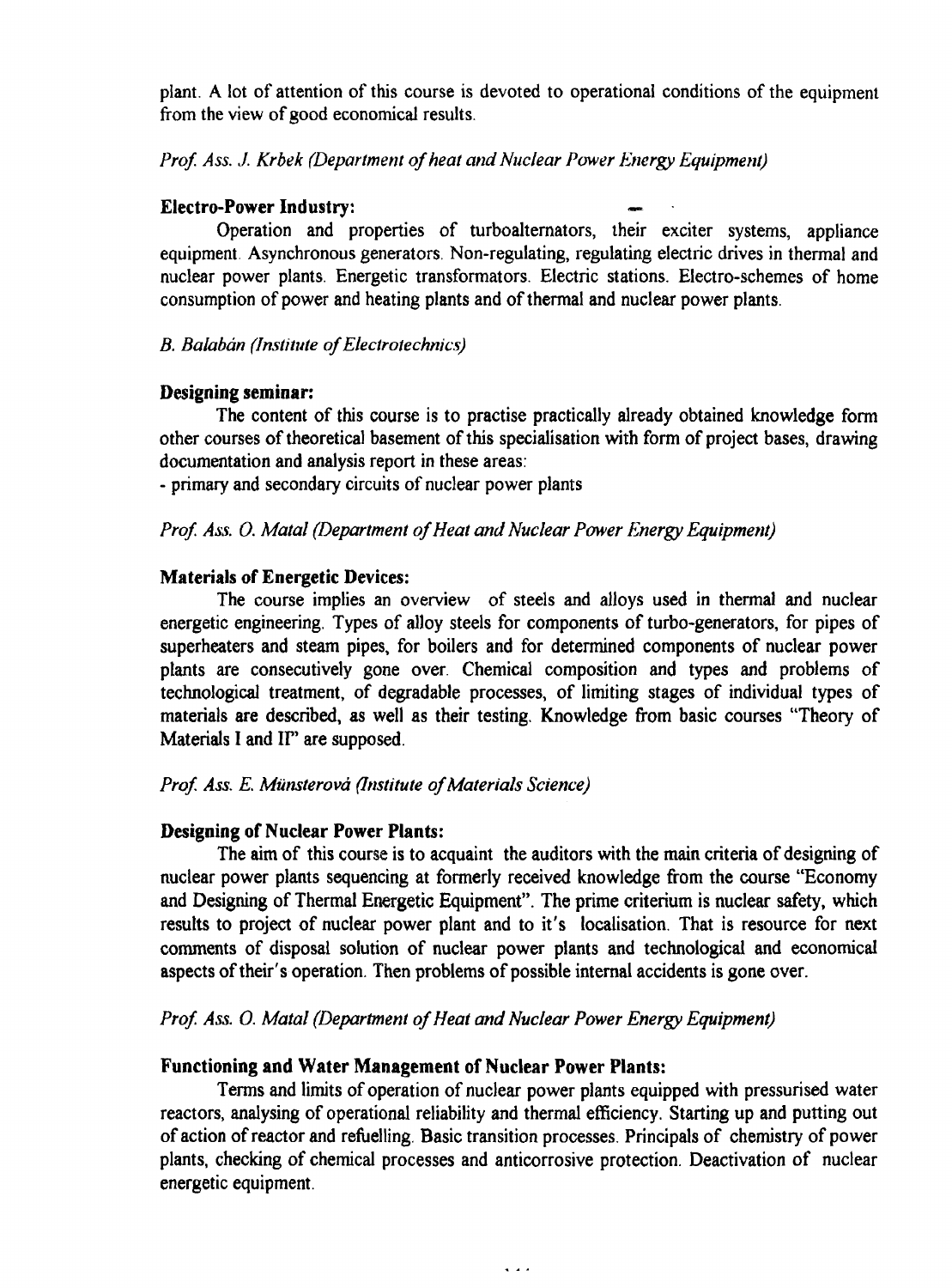plant. A lot of attention of this course is devoted to operational conditions of the equipment from the view of good economical results.

*Prof. Ass. J. Krbek (Department of heat and Nuclear Power Energy Equipment)*

**Electro-Power Industry:**

Operation and properties of turboalternators, their exciter systems, appliance equipment. Asynchronous generators. Non-regulating, regulating electric drives in thermal and nuclear power plants. Energetic transformators. Electric stations. Electro-schemes of home consumption of power and heating plants and of thermal and nuclear power plants.

*B. Balabán (Institute of Electrotechnics)*

**Designing seminar:**

The content of this course is to practise practically already obtained knowledge form other courses of theoretical basement of this specialisation with form of project bases, drawing documentation and analysis report in these areas:

- primary and secondary circuits of nuclear power plants

*Prof. Ass. O. Matal (Department of Heat and Nuclear Power Energy Equipment)*

**Materials of Energetic Devices:**

The course implies an overview of steels and alloys used in thermal and nuclear energetic engineering. Types of alloy steels for components of turbo-generators, for pipes of superheaters and steam pipes, for boilers and for determined components of nuclear power plants are consecutively gone over. Chemical composition and types and problems of technological treatment, of degradable processes, of limiting stages of individual types of materials are described, as well as their testing. Knowledge from basic courses "Theory of Materials I and II" are supposed.

*Prof. Ass. E. Münsterová (Institute of Materials Science)*

**Designing of Nuclear Power Plants:**

The aim of this course is to acquaint the auditors with the main criteria of designing of nuclear power plants sequencing at formerly received knowledge from the course "Economy and Designing of Thermal Energetic Equipment". The prime criterium is nuclear safety, which results to project of nuclear power plant and to it's localisation. That is resource for next comments of disposal solution of nuclear power plants and technological and economical aspects of their's operation. Then problems of possible internal accidents is gone over.

*Prof. Ass. O. Matal (Department of Heat and Nuclear Power Energy Equipment)*

**Functioning and Water Management of Nuclear Power Plants:**

Terms and limits of operation of nuclear power plants equipped with pressurised water reactors, analysing of operational reliability and thermal efficiency. Starting up and putting out of action of reactor and refuelling. Basic transition processes. Principals of chemistry of power plants, checking of chemical processes and anticorrosive protection. Deactivation of nuclear energetic equipment.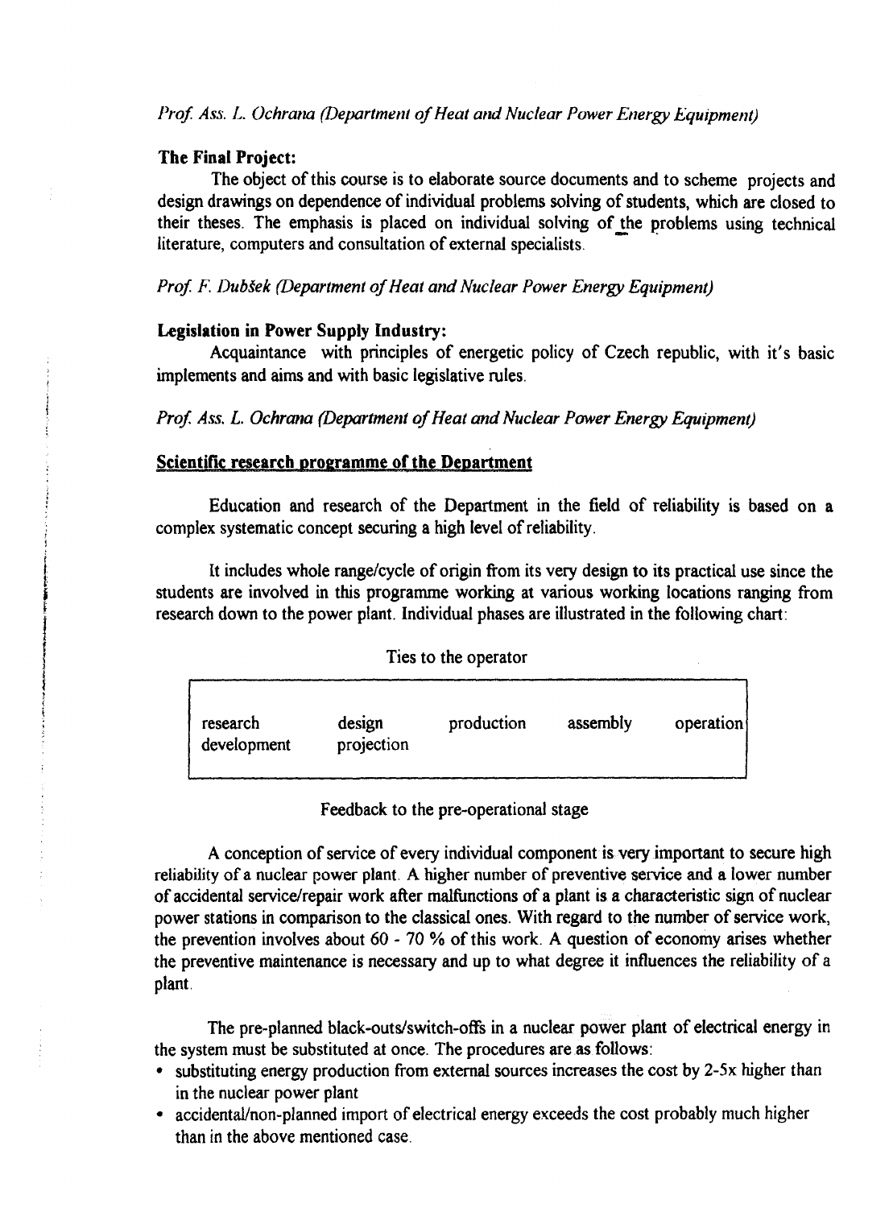*Prof. Ass. L. Ochrana (Department of Heat and Nuclear Power Energy Equipment)*

**The Final Project:**

The object of this course is to elaborate source documents and to scheme projects and design drawings on dependence of individual problems solving of students, which are closed to their theses. The emphasis is placed on individual solving of the problems using technical literature, computers and consultation of external specialists.

*Prof. F. Dubšek (Department of Heat and Nuclear Power Energy Equipment)*

**Legislation in Power Supply Industry:**

Acquaintance with principles of energetic policy of Czech republic, with it's basic implements and aims and with basic legislative rules.

*Prof. Ass. L. Ochrana (Department of Heat and Nuclear Power Energy Equipment)*

## Scientific research programme of the Department

Education and research of the Department in the field of reliability is based on a complex systematic concept securing a high level of reliability.

It includes whole range/cycle of origin from its very design to its practical use since the students are involved in this programme working at various working locations ranging from research down to the power plant. Individual phases are illustrated in the following chart:

Ties to the operator

| research development | design projection | production | assembly | operation |
|---|---|---|---|---|

Feedback to the pre-operational stage

A conception of service of every individual component is very important to secure high reliability of a nuclear power plant. A higher number of preventive service and a lower number of accidental service/repair work after malfunctions of a plant is a characteristic sign of nuclear power stations in comparison to the classical ones. With regard to the number of service work, the prevention involves about 60 - 70 % of this work. A question of economy arises whether the preventive maintenance is necessary and up to what degree it influences the reliability of a plant.

The pre-planned black-outs/switch-offs in a nuclear power plant of electrical energy in the system must be substituted at once. The procedures are as follows:

- substituting energy production from external sources increases the cost by 2-5x higher than in the nuclear power plant
- accidental/non-planned import of electrical energy exceeds the cost probably much higher than in the above mentioned case.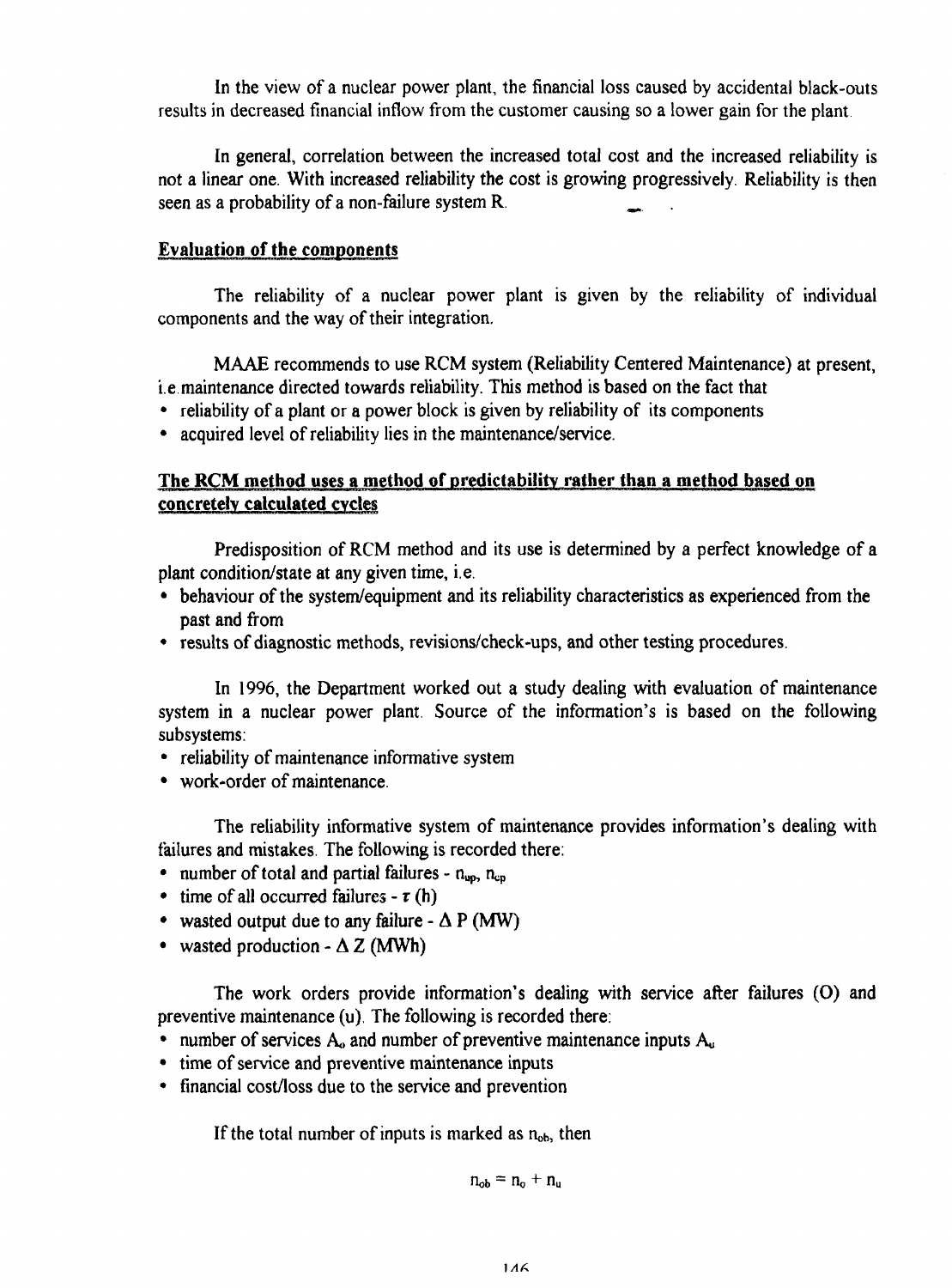In the view of a nuclear power plant, the financial loss caused by accidental black-outs results in decreased financial inflow from the customer causing so a lower gain for the plant.

In general, correlation between the increased total cost and the increased reliability is not a linear one. With increased reliability the cost is growing progressively. Reliability is then seen as a probability of a non-failure system R.

## Evaluation of the components

The reliability of a nuclear power plant is given by the reliability of individual components and the way of their integration.

MAAE recommends to use RCM system (Reliability Centered Maintenance) at present, i.e.maintenance directed towards reliability. This method is based on the fact that

- reliability of a plant or a power block is given by reliability of its components
- acquired level of reliability lies in the maintenance/service.

## The RCM method uses a method of predictability rather than a method based on concretely calculated cycles

Predisposition of RCM method and its use is determined by a perfect knowledge of a plant condition/state at any given time, i.e.

- behaviour of the system/equipment and its reliability characteristics as experienced from the past and from
- results of diagnostic methods, revisions/check-ups, and other testing procedures.

In 1996, the Department worked out a study dealing with evaluation of maintenance system in a nuclear power plant. Source of the information's is based on the following subsystems:

- reliability of maintenance informative system
- work-order of maintenance.

The reliability informative system of maintenance provides information's dealing with failures and mistakes. The following is recorded there:

- number of total and partial failures - $n_{up}$, $n_{cp}$
- time of all occurred failures - $\tau$ (h)
- wasted output due to any failure - $\Delta$ P (MW)
- wasted production - $\Delta$ Z (MWh)

The work orders provide information's dealing with service after failures (O) and preventive maintenance (u). The following is recorded there:

- number of services $A_o$ and number of preventive maintenance inputs $A_u$
- time of service and preventive maintenance inputs
- financial cost/loss due to the service and prevention

If the total number of inputs is marked as $n_{ob}$, then

$$n_{ob} = n_o + n_u$$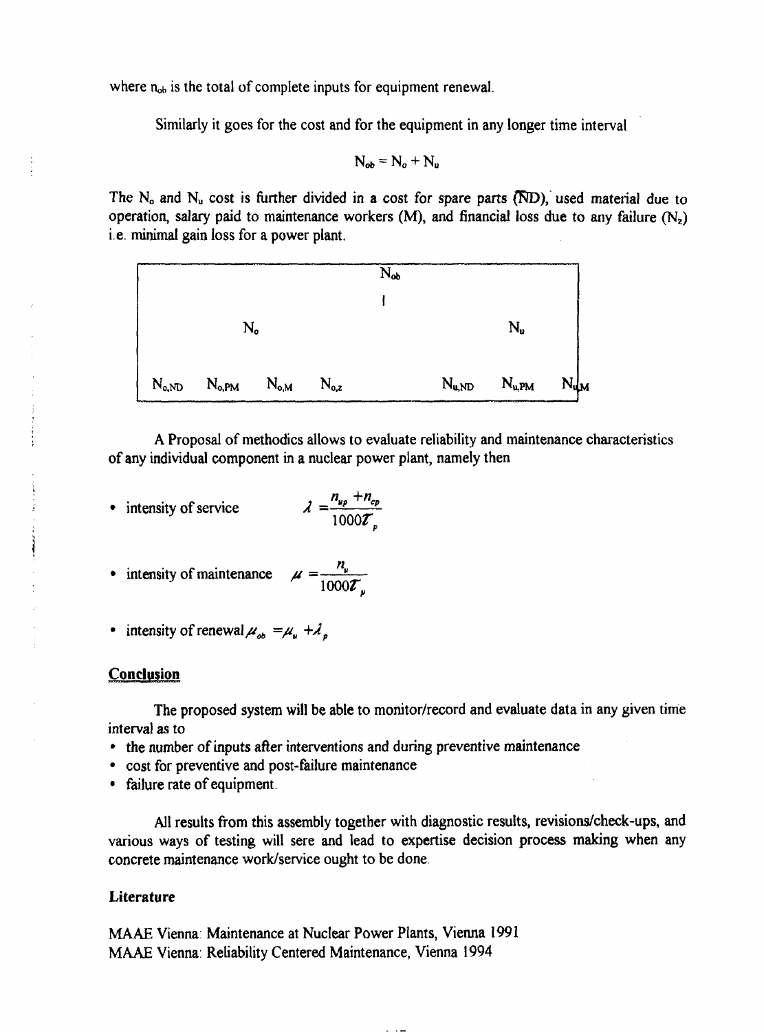where $n_{ob}$ is the total of complete inputs for equipment renewal.

Similarly it goes for the cost and for the equipment in any longer time interval

$$N_{ob} = N_o + N_u$$

The $N_o$ and $N_u$ cost is further divided in a cost for spare parts (ND), used material due to operation, salary paid to maintenance workers (M), and financial loss due to any failure ($N_z$) i.e. minimal gain loss for a power plant.

$N_{ob}$

$N_o$ — $N_{o,ND}$, $N_{o,PM}$, $N_{o,M}$, $N_{o,z}$

$N_u$ — $N_{u,ND}$, $N_{u,PM}$, $N_{u,M}$

A Proposal of methodics allows to evaluate reliability and maintenance characteristics of any individual component in a nuclear power plant, namely then

- intensity of service $\lambda = \dfrac{n_{up} + n_{cp}}{1000 T_p}$
- intensity of maintenance $\mu = \dfrac{n_u}{1000 T_p}$
- intensity of renewal $\mu_{ob} = \mu_u + \lambda_p$

## Conclusion

The proposed system will be able to monitor/record and evaluate data in any given time interval as to

- the number of inputs after interventions and during preventive maintenance
- cost for preventive and post-failure maintenance
- failure rate of equipment.

All results from this assembly together with diagnostic results, revisions/check-ups, and various ways of testing will sere and lead to expertise decision process making when any concrete maintenance work/service ought to be done.

### Literature

MAAE Vienna: Maintenance at Nuclear Power Plants, Vienna 1991

MAAE Vienna: Reliability Centered Maintenance, Vienna 1994